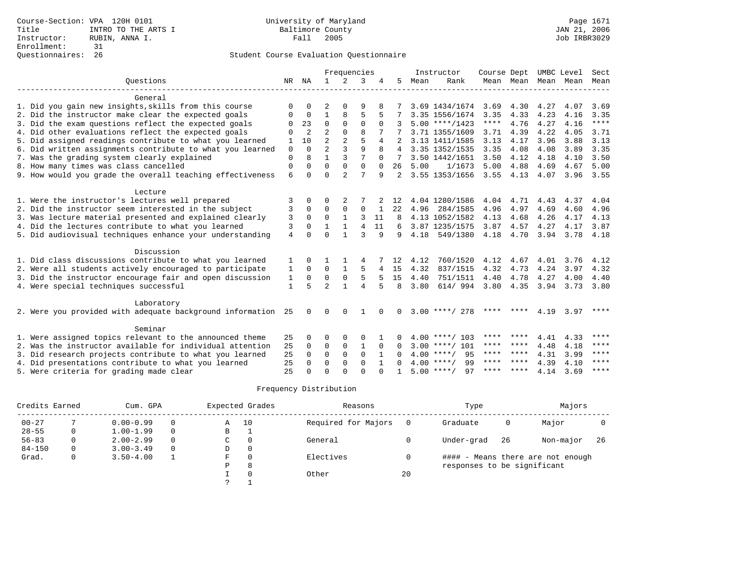Course-Section: VPA 120H 0101
Title: INTRO TO THE ARTS I
Instructor: RUBIN, ANNA I.
Enrollment: 31
Questionnaires: 26

University of Maryland
Baltimore County
Fall 2005

JAN 21, 2006
Job IRBR3029

## Student Course Evaluation Questionnaire

| Questions | NR | NA | 1 | 2 | 3 | 4 | 5 | Instructor Mean | Instructor Rank | Course Mean | Dept Mean | UMBC Mean | Level Mean | Sect Mean |
|---|---|---|---|---|---|---|---|---|---|---|---|---|---|---|
| **General** | | | | | | | | | | | | | | |
| 1. Did you gain new insights,skills from this course | 0 | 0 | 2 | 0 | 9 | 8 | 7 | 3.69 | 1434/1674 | 3.69 | 4.30 | 4.27 | 4.07 | 3.69 |
| 2. Did the instructor make clear the expected goals | 0 | 0 | 1 | 8 | 5 | 5 | 7 | 3.35 | 1556/1674 | 3.35 | 4.33 | 4.23 | 4.16 | 3.35 |
| 3. Did the exam questions reflect the expected goals | 0 | 23 | 0 | 0 | 0 | 0 | 3 | 5.00 | ****/1423 | **** | 4.76 | 4.27 | 4.16 | **** |
| 4. Did other evaluations reflect the expected goals | 0 | 2 | 2 | 0 | 8 | 7 | 7 | 3.71 | 1355/1609 | 3.71 | 4.39 | 4.22 | 4.05 | 3.71 |
| 5. Did assigned readings contribute to what you learned | 1 | 10 | 2 | 2 | 5 | 4 | 2 | 3.13 | 1411/1585 | 3.13 | 4.17 | 3.96 | 3.88 | 3.13 |
| 6. Did written assignments contribute to what you learned | 0 | 0 | 2 | 3 | 9 | 8 | 4 | 3.35 | 1352/1535 | 3.35 | 4.08 | 4.08 | 3.89 | 3.35 |
| 7. Was the grading system clearly explained | 0 | 8 | 1 | 3 | 7 | 0 | 7 | 3.50 | 1442/1651 | 3.50 | 4.12 | 4.18 | 4.10 | 3.50 |
| 8. How many times was class cancelled | 0 | 0 | 0 | 0 | 0 | 0 | 26 | 5.00 | 1/1673 | 5.00 | 4.88 | 4.69 | 4.67 | 5.00 |
| 9. How would you grade the overall teaching effectiveness | 6 | 0 | 0 | 2 | 7 | 9 | 2 | 3.55 | 1353/1656 | 3.55 | 4.13 | 4.07 | 3.96 | 3.55 |
| **Lecture** | | | | | | | | | | | | | | |
| 1. Were the instructor's lectures well prepared | 3 | 0 | 0 | 2 | 7 | 2 | 12 | 4.04 | 1280/1586 | 4.04 | 4.71 | 4.43 | 4.37 | 4.04 |
| 2. Did the instructor seem interested in the subject | 3 | 0 | 0 | 0 | 0 | 1 | 22 | 4.96 | 284/1585 | 4.96 | 4.97 | 4.69 | 4.60 | 4.96 |
| 3. Was lecture material presented and explained clearly | 3 | 0 | 0 | 1 | 3 | 11 | 8 | 4.13 | 1052/1582 | 4.13 | 4.68 | 4.26 | 4.17 | 4.13 |
| 4. Did the lectures contribute to what you learned | 3 | 0 | 1 | 1 | 4 | 11 | 6 | 3.87 | 1235/1575 | 3.87 | 4.57 | 4.27 | 4.17 | 3.87 |
| 5. Did audiovisual techniques enhance your understanding | 4 | 0 | 0 | 1 | 3 | 9 | 9 | 4.18 | 549/1380 | 4.18 | 4.70 | 3.94 | 3.78 | 4.18 |
| **Discussion** | | | | | | | | | | | | | | |
| 1. Did class discussions contribute to what you learned | 1 | 0 | 1 | 1 | 4 | 7 | 12 | 4.12 | 760/1520 | 4.12 | 4.67 | 4.01 | 3.76 | 4.12 |
| 2. Were all students actively encouraged to participate | 1 | 0 | 0 | 1 | 5 | 4 | 15 | 4.32 | 837/1515 | 4.32 | 4.73 | 4.24 | 3.97 | 4.32 |
| 3. Did the instructor encourage fair and open discussion | 1 | 0 | 0 | 0 | 5 | 5 | 15 | 4.40 | 751/1511 | 4.40 | 4.78 | 4.27 | 4.00 | 4.40 |
| 4. Were special techniques successful | 1 | 5 | 2 | 1 | 4 | 5 | 8 | 3.80 | 614/ 994 | 3.80 | 4.35 | 3.94 | 3.73 | 3.80 |
| **Laboratory** | | | | | | | | | | | | | | |
| 2. Were you provided with adequate background information | 25 | 0 | 0 | 0 | 1 | 0 | 0 | 3.00 | ****/ 278 | **** | **** | 4.19 | 3.97 | **** |
| **Seminar** | | | | | | | | | | | | | | |
| 1. Were assigned topics relevant to the announced theme | 25 | 0 | 0 | 0 | 0 | 1 | 0 | 4.00 | ****/ 103 | **** | **** | 4.41 | 4.33 | **** |
| 2. Was the instructor available for individual attention | 25 | 0 | 0 | 0 | 1 | 0 | 0 | 3.00 | ****/ 101 | **** | **** | 4.48 | 4.18 | **** |
| 3. Did research projects contribute to what you learned | 25 | 0 | 0 | 0 | 0 | 1 | 0 | 4.00 | ****/ 95 | **** | **** | 4.31 | 3.99 | **** |
| 4. Did presentations contribute to what you learned | 25 | 0 | 0 | 0 | 0 | 1 | 0 | 4.00 | ****/ 99 | **** | **** | 4.39 | 4.10 | **** |
| 5. Were criteria for grading made clear | 25 | 0 | 0 | 0 | 0 | 0 | 1 | 5.00 | ****/ 97 | **** | **** | 4.14 | 3.69 | **** |

## Frequency Distribution

| Credits Earned | | Cum. GPA | | Expected Grades | | Reasons | | Type | | Majors | |
|---|---|---|---|---|---|---|---|---|---|---|---|
| 00-27 | 7 | 0.00-0.99 | 0 | A | 10 | Required for Majors | 0 | Graduate | 0 | Major | 0 |
| 28-55 | 0 | 1.00-1.99 | 0 | B | 1 | | | | | | |
| 56-83 | 0 | 2.00-2.99 | 0 | C | 0 | General | 0 | Under-grad | 26 | Non-major | 26 |
| 84-150 | 0 | 3.00-3.49 | 0 | D | 0 | | | | | | |
| Grad. | 0 | 3.50-4.00 | 1 | F | 0 | Electives | 0 | | | | |
| | | | | P | 8 | | | | | | |
| | | | | I | 0 | Other | 20 | | | | |
| | | | | ? | 1 | | | | | | |

#### - Means there are not enough responses to be significant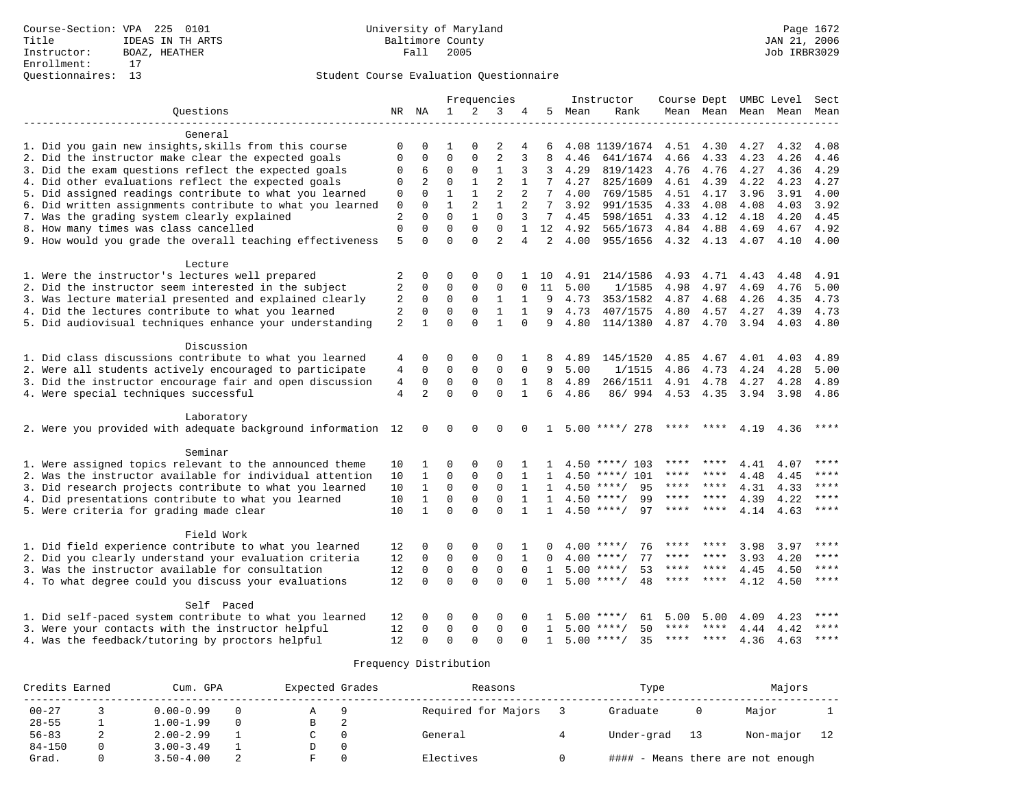Course-Section: VPA 225 0101
Title: IDEAS IN TH ARTS
Instructor: BOAZ, HEATHER
Enrollment: 17
Questionnaires: 13

University of Maryland
Baltimore County
Fall 2005

JAN 21, 2006
Job IRBR3029

Student Course Evaluation Questionnaire

| Questions | NR | NA | 1 | 2 | 3 | 4 | 5 | Instructor Mean | Rank | Course Mean | Dept Mean | UMBC Mean | Level Mean | Sect Mean |
|---|---|---|---|---|---|---|---|---|---|---|---|---|---|---|
| **General** | | | | | | | | | | | | | | |
| 1. Did you gain new insights,skills from this course | 0 | 0 | 1 | 0 | 2 | 4 | 6 | 4.08 | 1139/1674 | 4.51 | 4.30 | 4.27 | 4.32 | 4.08 |
| 2. Did the instructor make clear the expected goals | 0 | 0 | 0 | 0 | 2 | 3 | 8 | 4.46 | 641/1674 | 4.66 | 4.33 | 4.23 | 4.26 | 4.46 |
| 3. Did the exam questions reflect the expected goals | 0 | 6 | 0 | 0 | 1 | 3 | 3 | 4.29 | 819/1423 | 4.76 | 4.76 | 4.27 | 4.36 | 4.29 |
| 4. Did other evaluations reflect the expected goals | 0 | 2 | 0 | 1 | 2 | 1 | 7 | 4.27 | 825/1609 | 4.61 | 4.39 | 4.22 | 4.23 | 4.27 |
| 5. Did assigned readings contribute to what you learned | 0 | 0 | 1 | 1 | 2 | 2 | 7 | 4.00 | 769/1585 | 4.51 | 4.17 | 3.96 | 3.91 | 4.00 |
| 6. Did written assignments contribute to what you learned | 0 | 0 | 1 | 2 | 1 | 2 | 7 | 3.92 | 991/1535 | 4.33 | 4.08 | 4.08 | 4.03 | 3.92 |
| 7. Was the grading system clearly explained | 2 | 0 | 0 | 1 | 0 | 3 | 7 | 4.45 | 598/1651 | 4.33 | 4.12 | 4.18 | 4.20 | 4.45 |
| 8. How many times was class cancelled | 0 | 0 | 0 | 0 | 0 | 1 | 12 | 4.92 | 565/1673 | 4.84 | 4.88 | 4.69 | 4.67 | 4.92 |
| 9. How would you grade the overall teaching effectiveness | 5 | 0 | 0 | 0 | 2 | 4 | 2 | 4.00 | 955/1656 | 4.32 | 4.13 | 4.07 | 4.10 | 4.00 |
| **Lecture** | | | | | | | | | | | | | | |
| 1. Were the instructor's lectures well prepared | 2 | 0 | 0 | 0 | 0 | 1 | 10 | 4.91 | 214/1586 | 4.93 | 4.71 | 4.43 | 4.48 | 4.91 |
| 2. Did the instructor seem interested in the subject | 2 | 0 | 0 | 0 | 0 | 0 | 11 | 5.00 | 1/1585 | 4.98 | 4.97 | 4.69 | 4.76 | 5.00 |
| 3. Was lecture material presented and explained clearly | 2 | 0 | 0 | 0 | 1 | 1 | 9 | 4.73 | 353/1582 | 4.87 | 4.68 | 4.26 | 4.35 | 4.73 |
| 4. Did the lectures contribute to what you learned | 2 | 0 | 0 | 0 | 1 | 1 | 9 | 4.73 | 407/1575 | 4.80 | 4.57 | 4.27 | 4.39 | 4.73 |
| 5. Did audiovisual techniques enhance your understanding | 2 | 1 | 0 | 0 | 1 | 0 | 9 | 4.80 | 114/1380 | 4.87 | 4.70 | 3.94 | 4.03 | 4.80 |
| **Discussion** | | | | | | | | | | | | | | |
| 1. Did class discussions contribute to what you learned | 4 | 0 | 0 | 0 | 0 | 1 | 8 | 4.89 | 145/1520 | 4.85 | 4.67 | 4.01 | 4.03 | 4.89 |
| 2. Were all students actively encouraged to participate | 4 | 0 | 0 | 0 | 0 | 0 | 9 | 5.00 | 1/1515 | 4.86 | 4.73 | 4.24 | 4.28 | 5.00 |
| 3. Did the instructor encourage fair and open discussion | 4 | 0 | 0 | 0 | 0 | 1 | 8 | 4.89 | 266/1511 | 4.91 | 4.78 | 4.27 | 4.28 | 4.89 |
| 4. Were special techniques successful | 4 | 2 | 0 | 0 | 0 | 1 | 6 | 4.86 | 86/ 994 | 4.53 | 4.35 | 3.94 | 3.98 | 4.86 |
| **Laboratory** | | | | | | | | | | | | | | |
| 2. Were you provided with adequate background information | 12 | 0 | 0 | 0 | 0 | 0 | 1 | 5.00 | ****/ 278 | **** | **** | 4.19 | 4.36 | **** |
| **Seminar** | | | | | | | | | | | | | | |
| 1. Were assigned topics relevant to the announced theme | 10 | 1 | 0 | 0 | 0 | 1 | 1 | 4.50 | ****/ 103 | **** | **** | 4.41 | 4.07 | **** |
| 2. Was the instructor available for individual attention | 10 | 1 | 0 | 0 | 0 | 1 | 1 | 4.50 | ****/ 101 | **** | **** | 4.48 | 4.45 | **** |
| 3. Did research projects contribute to what you learned | 10 | 1 | 0 | 0 | 0 | 1 | 1 | 4.50 | ****/ 95 | **** | **** | 4.31 | 4.33 | **** |
| 4. Did presentations contribute to what you learned | 10 | 1 | 0 | 0 | 0 | 1 | 1 | 4.50 | ****/ 99 | **** | **** | 4.39 | 4.22 | **** |
| 5. Were criteria for grading made clear | 10 | 1 | 0 | 0 | 0 | 1 | 1 | 4.50 | ****/ 97 | **** | **** | 4.14 | 4.63 | **** |
| **Field Work** | | | | | | | | | | | | | | |
| 1. Did field experience contribute to what you learned | 12 | 0 | 0 | 0 | 0 | 1 | 0 | 4.00 | ****/ 76 | **** | **** | 3.98 | 3.97 | **** |
| 2. Did you clearly understand your evaluation criteria | 12 | 0 | 0 | 0 | 0 | 1 | 0 | 4.00 | ****/ 77 | **** | **** | 3.93 | 4.20 | **** |
| 3. Was the instructor available for consultation | 12 | 0 | 0 | 0 | 0 | 0 | 1 | 5.00 | ****/ 53 | **** | **** | 4.45 | 4.50 | **** |
| 4. To what degree could you discuss your evaluations | 12 | 0 | 0 | 0 | 0 | 0 | 1 | 5.00 | ****/ 48 | **** | **** | 4.12 | 4.50 | **** |
| **Self Paced** | | | | | | | | | | | | | | |
| 1. Did self-paced system contribute to what you learned | 12 | 0 | 0 | 0 | 0 | 0 | 1 | 5.00 | ****/ 61 | 5.00 | 5.00 | 4.09 | 4.23 | **** |
| 3. Were your contacts with the instructor helpful | 12 | 0 | 0 | 0 | 0 | 0 | 1 | 5.00 | ****/ 50 | **** | **** | 4.44 | 4.42 | **** |
| 4. Was the feedback/tutoring by proctors helpful | 12 | 0 | 0 | 0 | 0 | 0 | 1 | 5.00 | ****/ 35 | **** | **** | 4.36 | 4.63 | **** |

Frequency Distribution

| Credits Earned | | Cum. GPA | | Expected Grades | | Reasons | | Type | | Majors | |
|---|---|---|---|---|---|---|---|---|---|---|---|
| 00-27 | 3 | 0.00-0.99 | 0 | A | 9 | Required for Majors | 3 | Graduate | 0 | Major | 1 |
| 28-55 | 1 | 1.00-1.99 | 0 | B | 2 | | | | | | |
| 56-83 | 2 | 2.00-2.99 | 1 | C | 0 | General | 4 | Under-grad | 13 | Non-major | 12 |
| 84-150 | 0 | 3.00-3.49 | 1 | D | 0 | | | | | | |
| Grad. | 0 | 3.50-4.00 | 2 | F | 0 | Electives | 0 | #### - Means there are not enough | | | |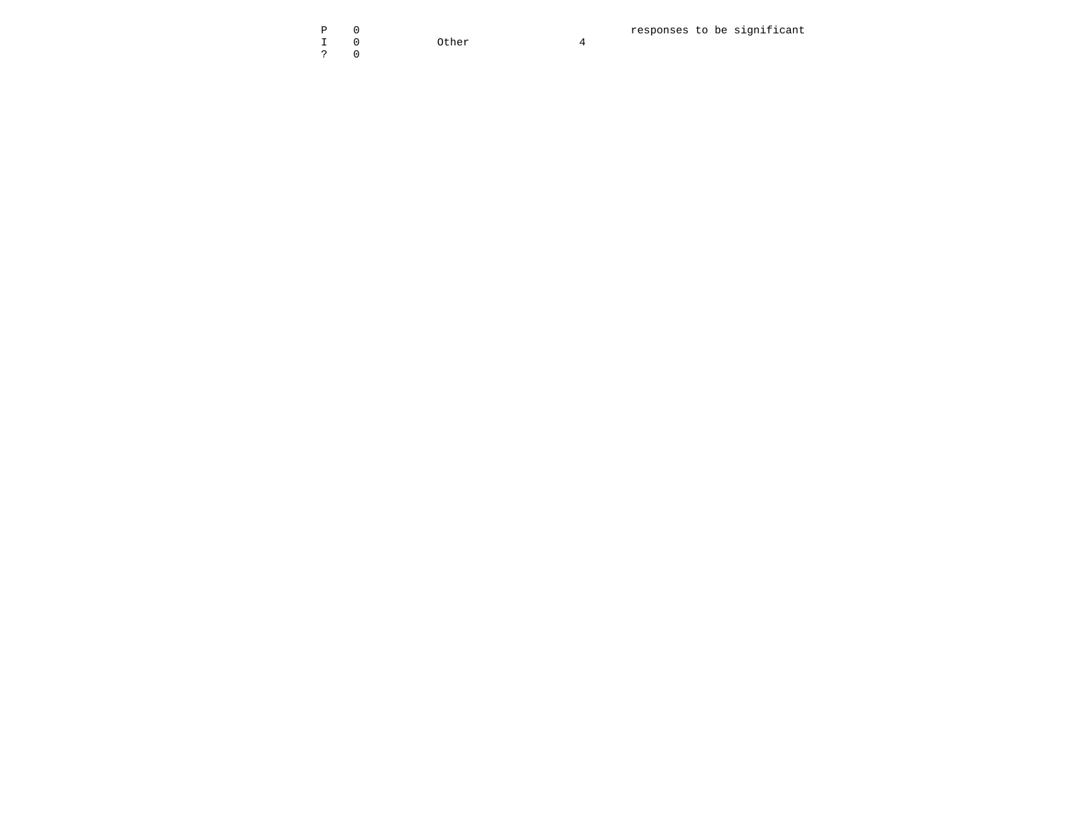| | | | | |
|---|---|---|---|---|
| P | 0 | | | responses to be significant |
| I | 0 | Other | 4 | |
| ? | 0 | | | |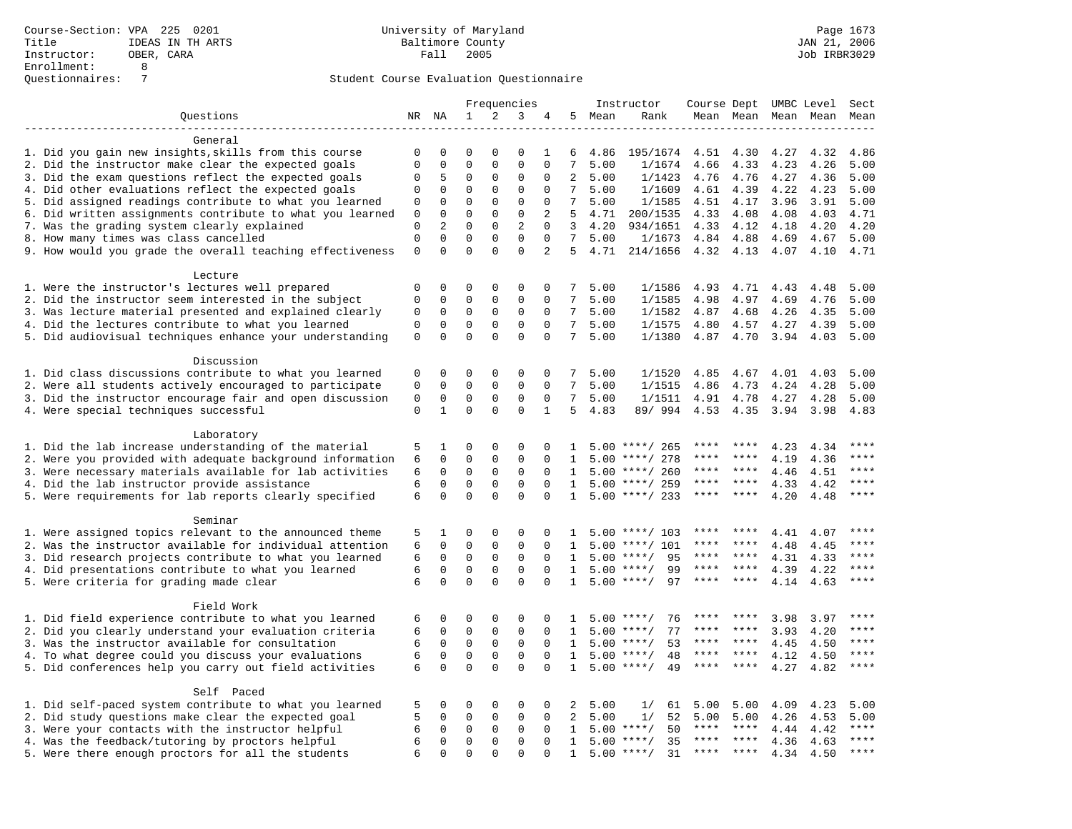Course-Section: VPA 225 0201
Title: IDEAS IN TH ARTS
Instructor: OBER, CARA
Enrollment: 8
Questionnaires: 7

University of Maryland
Baltimore County
Fall 2005

JAN 21, 2006
Job IRBR3029

## Student Course Evaluation Questionnaire

| Questions | NR | NA | 1 | 2 | 3 | 4 | 5 | Instructor Mean | Instructor Rank | Course Mean | Dept Mean | UMBC Mean | Level Mean | Sect Mean |
|---|---|---|---|---|---|---|---|---|---|---|---|---|---|---|
| **General** | | | | | | | | | | | | | | |
| 1. Did you gain new insights,skills from this course | 0 | 0 | 0 | 0 | 0 | 1 | 6 | 4.86 | 195/1674 | 4.51 | 4.30 | 4.27 | 4.32 | 4.86 |
| 2. Did the instructor make clear the expected goals | 0 | 0 | 0 | 0 | 0 | 0 | 7 | 5.00 | 1/1674 | 4.66 | 4.33 | 4.23 | 4.26 | 5.00 |
| 3. Did the exam questions reflect the expected goals | 0 | 5 | 0 | 0 | 0 | 0 | 2 | 5.00 | 1/1423 | 4.76 | 4.76 | 4.27 | 4.36 | 5.00 |
| 4. Did other evaluations reflect the expected goals | 0 | 0 | 0 | 0 | 0 | 0 | 7 | 5.00 | 1/1609 | 4.61 | 4.39 | 4.22 | 4.23 | 5.00 |
| 5. Did assigned readings contribute to what you learned | 0 | 0 | 0 | 0 | 0 | 0 | 7 | 5.00 | 1/1585 | 4.51 | 4.17 | 3.96 | 3.91 | 5.00 |
| 6. Did written assignments contribute to what you learned | 0 | 0 | 0 | 0 | 0 | 2 | 5 | 4.71 | 200/1535 | 4.33 | 4.08 | 4.08 | 4.03 | 4.71 |
| 7. Was the grading system clearly explained | 0 | 2 | 0 | 0 | 2 | 0 | 3 | 4.20 | 934/1651 | 4.33 | 4.12 | 4.18 | 4.20 | 4.20 |
| 8. How many times was class cancelled | 0 | 0 | 0 | 0 | 0 | 0 | 7 | 5.00 | 1/1673 | 4.84 | 4.88 | 4.69 | 4.67 | 5.00 |
| 9. How would you grade the overall teaching effectiveness | 0 | 0 | 0 | 0 | 0 | 2 | 5 | 4.71 | 214/1656 | 4.32 | 4.13 | 4.07 | 4.10 | 4.71 |
| **Lecture** | | | | | | | | | | | | | | |
| 1. Were the instructor's lectures well prepared | 0 | 0 | 0 | 0 | 0 | 0 | 7 | 5.00 | 1/1586 | 4.93 | 4.71 | 4.43 | 4.48 | 5.00 |
| 2. Did the instructor seem interested in the subject | 0 | 0 | 0 | 0 | 0 | 0 | 7 | 5.00 | 1/1585 | 4.98 | 4.97 | 4.69 | 4.76 | 5.00 |
| 3. Was lecture material presented and explained clearly | 0 | 0 | 0 | 0 | 0 | 0 | 7 | 5.00 | 1/1582 | 4.87 | 4.68 | 4.26 | 4.35 | 5.00 |
| 4. Did the lectures contribute to what you learned | 0 | 0 | 0 | 0 | 0 | 0 | 7 | 5.00 | 1/1575 | 4.80 | 4.57 | 4.27 | 4.39 | 5.00 |
| 5. Did audiovisual techniques enhance your understanding | 0 | 0 | 0 | 0 | 0 | 0 | 7 | 5.00 | 1/1380 | 4.87 | 4.70 | 3.94 | 4.03 | 5.00 |
| **Discussion** | | | | | | | | | | | | | | |
| 1. Did class discussions contribute to what you learned | 0 | 0 | 0 | 0 | 0 | 0 | 7 | 5.00 | 1/1520 | 4.85 | 4.67 | 4.01 | 4.03 | 5.00 |
| 2. Were all students actively encouraged to participate | 0 | 0 | 0 | 0 | 0 | 0 | 7 | 5.00 | 1/1515 | 4.86 | 4.73 | 4.24 | 4.28 | 5.00 |
| 3. Did the instructor encourage fair and open discussion | 0 | 0 | 0 | 0 | 0 | 0 | 7 | 5.00 | 1/1511 | 4.91 | 4.78 | 4.27 | 4.28 | 5.00 |
| 4. Were special techniques successful | 0 | 1 | 0 | 0 | 0 | 1 | 5 | 4.83 | 89/ 994 | 4.53 | 4.35 | 3.94 | 3.98 | 4.83 |
| **Laboratory** | | | | | | | | | | | | | | |
| 1. Did the lab increase understanding of the material | 5 | 1 | 0 | 0 | 0 | 0 | 1 | 5.00 | ****/ 265 | **** | **** | 4.23 | 4.34 | **** |
| 2. Were you provided with adequate background information | 6 | 0 | 0 | 0 | 0 | 0 | 1 | 5.00 | ****/ 278 | **** | **** | 4.19 | 4.36 | **** |
| 3. Were necessary materials available for lab activities | 6 | 0 | 0 | 0 | 0 | 0 | 1 | 5.00 | ****/ 260 | **** | **** | 4.46 | 4.51 | **** |
| 4. Did the lab instructor provide assistance | 6 | 0 | 0 | 0 | 0 | 0 | 1 | 5.00 | ****/ 259 | **** | **** | 4.33 | 4.42 | **** |
| 5. Were requirements for lab reports clearly specified | 6 | 0 | 0 | 0 | 0 | 0 | 1 | 5.00 | ****/ 233 | **** | **** | 4.20 | 4.48 | **** |
| **Seminar** | | | | | | | | | | | | | | |
| 1. Were assigned topics relevant to the announced theme | 5 | 1 | 0 | 0 | 0 | 0 | 1 | 5.00 | ****/ 103 | **** | **** | 4.41 | 4.07 | **** |
| 2. Was the instructor available for individual attention | 6 | 0 | 0 | 0 | 0 | 0 | 1 | 5.00 | ****/ 101 | **** | **** | 4.48 | 4.45 | **** |
| 3. Did research projects contribute to what you learned | 6 | 0 | 0 | 0 | 0 | 0 | 1 | 5.00 | ****/ 95 | **** | **** | 4.31 | 4.33 | **** |
| 4. Did presentations contribute to what you learned | 6 | 0 | 0 | 0 | 0 | 0 | 1 | 5.00 | ****/ 99 | **** | **** | 4.39 | 4.22 | **** |
| 5. Were criteria for grading made clear | 6 | 0 | 0 | 0 | 0 | 0 | 1 | 5.00 | ****/ 97 | **** | **** | 4.14 | 4.63 | **** |
| **Field Work** | | | | | | | | | | | | | | |
| 1. Did field experience contribute to what you learned | 6 | 0 | 0 | 0 | 0 | 0 | 1 | 5.00 | ****/ 76 | **** | **** | 3.98 | 3.97 | **** |
| 2. Did you clearly understand your evaluation criteria | 6 | 0 | 0 | 0 | 0 | 0 | 1 | 5.00 | ****/ 77 | **** | **** | 3.93 | 4.20 | **** |
| 3. Was the instructor available for consultation | 6 | 0 | 0 | 0 | 0 | 0 | 1 | 5.00 | ****/ 53 | **** | **** | 4.45 | 4.50 | **** |
| 4. To what degree could you discuss your evaluations | 6 | 0 | 0 | 0 | 0 | 0 | 1 | 5.00 | ****/ 48 | **** | **** | 4.12 | 4.50 | **** |
| 5. Did conferences help you carry out field activities | 6 | 0 | 0 | 0 | 0 | 0 | 1 | 5.00 | ****/ 49 | **** | **** | 4.27 | 4.82 | **** |
| **Self Paced** | | | | | | | | | | | | | | |
| 1. Did self-paced system contribute to what you learned | 5 | 0 | 0 | 0 | 0 | 0 | 2 | 5.00 | 1/ 61 | 5.00 | 5.00 | 4.09 | 4.23 | 5.00 |
| 2. Did study questions make clear the expected goal | 5 | 0 | 0 | 0 | 0 | 0 | 2 | 5.00 | 1/ 52 | 5.00 | 5.00 | 4.26 | 4.53 | 5.00 |
| 3. Were your contacts with the instructor helpful | 6 | 0 | 0 | 0 | 0 | 0 | 1 | 5.00 | ****/ 50 | **** | **** | 4.44 | 4.42 | **** |
| 4. Was the feedback/tutoring by proctors helpful | 6 | 0 | 0 | 0 | 0 | 0 | 1 | 5.00 | ****/ 35 | **** | **** | 4.36 | 4.63 | **** |
| 5. Were there enough proctors for all the students | 6 | 0 | 0 | 0 | 0 | 0 | 1 | 5.00 | ****/ 31 | **** | **** | 4.34 | 4.50 | **** |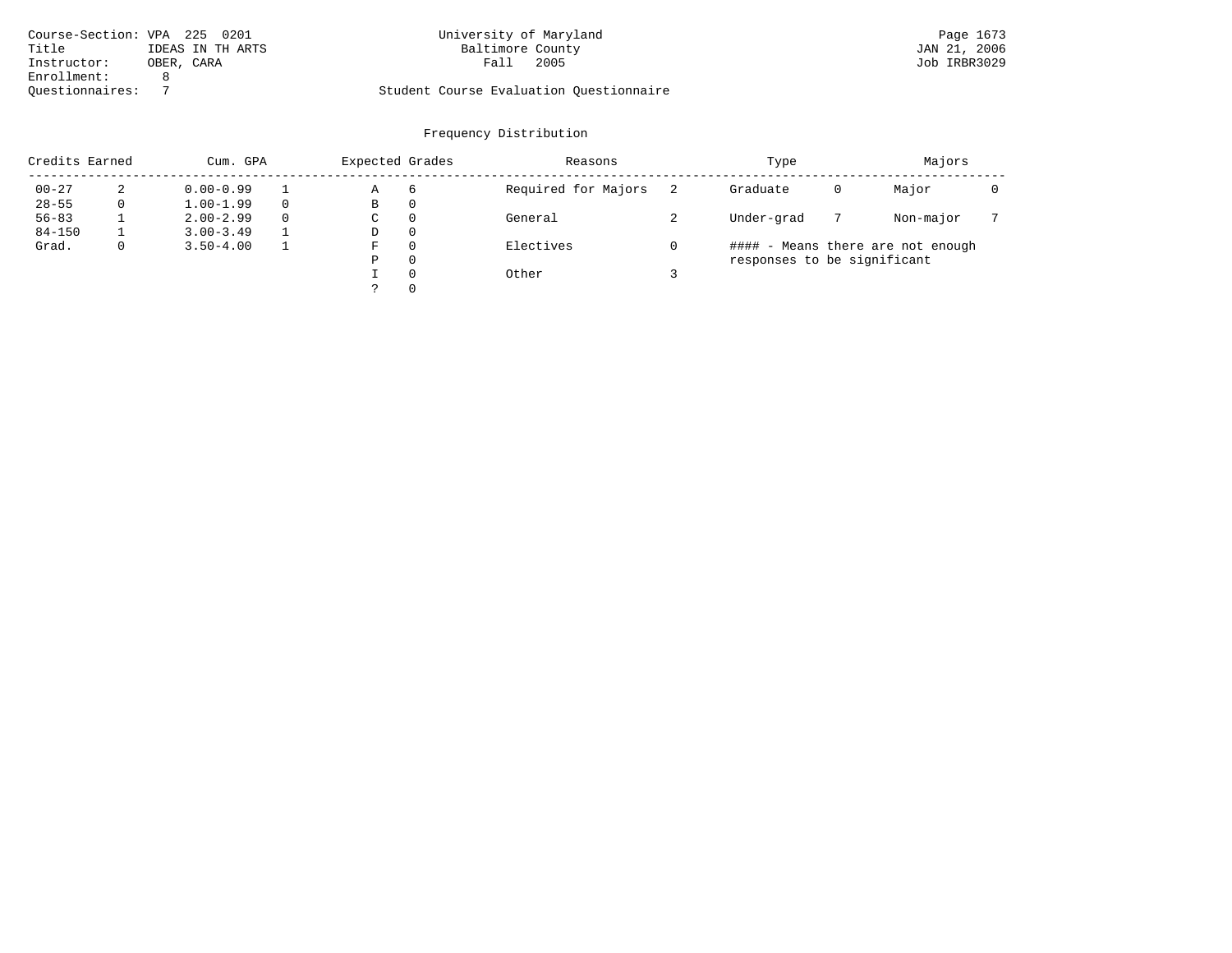Course-Section: VPA 225 0201
Title: IDEAS IN TH ARTS
Instructor: OBER, CARA
Enrollment: 8
Questionnaires: 7

University of Maryland
Baltimore County
Fall 2005

Student Course Evaluation Questionnaire

Job IRBR3029
JAN 21, 2006

## Frequency Distribution

| Credits Earned | | Cum. GPA | | Expected Grades | | Reasons | | Type | | Majors | |
|---|---|---|---|---|---|---|---|---|---|---|---|
| 00-27 | 2 | 0.00-0.99 | 1 | A | 6 | Required for Majors | 2 | Graduate | 0 | Major | 0 |
| 28-55 | 0 | 1.00-1.99 | 0 | B | 0 | | | | | | |
| 56-83 | 1 | 2.00-2.99 | 0 | C | 0 | General | 2 | Under-grad | 7 | Non-major | 7 |
| 84-150 | 1 | 3.00-3.49 | 1 | D | 0 | | | | | | |
| Grad. | 0 | 3.50-4.00 | 1 | F | 0 | Electives | 0 | | | | |
| | | | | P | 0 | | | | | | |
| | | | | I | 0 | Other | 3 | | | | |
| | | | | ? | 0 | | | | | | |

#### - Means there are not enough responses to be significant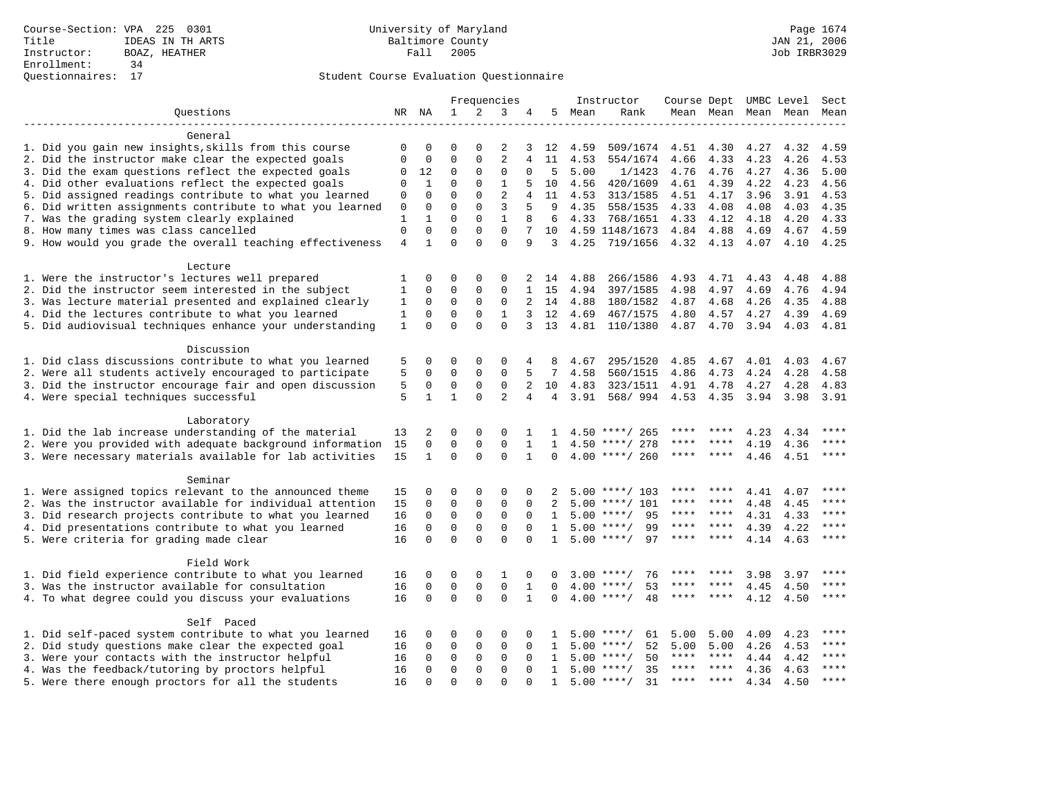Course-Section: VPA 225 0301
Title: IDEAS IN TH ARTS
Instructor: BOAZ, HEATHER
Enrollment: 34
Questionnaires: 17

University of Maryland
Baltimore County
Fall 2005

Page 1674
JAN 21, 2006
Job IRBR3029

## Student Course Evaluation Questionnaire

| Questions | NR | NA | 1 | 2 | 3 | 4 | 5 | Instructor Mean | Instructor Rank | Course Mean | Dept Mean | UMBC Mean | Level Mean | Sect Mean |
|---|---|---|---|---|---|---|---|---|---|---|---|---|---|---|
| **General** | | | | | | | | | | | | | | |
| 1. Did you gain new insights,skills from this course | 0 | 0 | 0 | 0 | 2 | 3 | 12 | 4.59 | 509/1674 | 4.51 | 4.30 | 4.27 | 4.32 | 4.59 |
| 2. Did the instructor make clear the expected goals | 0 | 0 | 0 | 0 | 2 | 4 | 11 | 4.53 | 554/1674 | 4.66 | 4.33 | 4.23 | 4.26 | 4.53 |
| 3. Did the exam questions reflect the expected goals | 0 | 12 | 0 | 0 | 0 | 0 | 5 | 5.00 | 1/1423 | 4.76 | 4.76 | 4.27 | 4.36 | 5.00 |
| 4. Did other evaluations reflect the expected goals | 0 | 1 | 0 | 0 | 1 | 5 | 10 | 4.56 | 420/1609 | 4.61 | 4.39 | 4.22 | 4.23 | 4.56 |
| 5. Did assigned readings contribute to what you learned | 0 | 0 | 0 | 0 | 2 | 4 | 11 | 4.53 | 313/1585 | 4.51 | 4.17 | 3.96 | 3.91 | 4.53 |
| 6. Did written assignments contribute to what you learned | 0 | 0 | 0 | 0 | 3 | 5 | 9 | 4.35 | 558/1535 | 4.33 | 4.08 | 4.08 | 4.03 | 4.35 |
| 7. Was the grading system clearly explained | 1 | 1 | 0 | 0 | 1 | 8 | 6 | 4.33 | 768/1651 | 4.33 | 4.12 | 4.18 | 4.20 | 4.33 |
| 8. How many times was class cancelled | 0 | 0 | 0 | 0 | 0 | 7 | 10 | 4.59 | 1148/1673 | 4.84 | 4.88 | 4.69 | 4.67 | 4.59 |
| 9. How would you grade the overall teaching effectiveness | 4 | 1 | 0 | 0 | 0 | 9 | 3 | 4.25 | 719/1656 | 4.32 | 4.13 | 4.07 | 4.10 | 4.25 |
| **Lecture** | | | | | | | | | | | | | | |
| 1. Were the instructor's lectures well prepared | 1 | 0 | 0 | 0 | 0 | 2 | 14 | 4.88 | 266/1586 | 4.93 | 4.71 | 4.43 | 4.48 | 4.88 |
| 2. Did the instructor seem interested in the subject | 1 | 0 | 0 | 0 | 0 | 1 | 15 | 4.94 | 397/1585 | 4.98 | 4.97 | 4.69 | 4.76 | 4.94 |
| 3. Was lecture material presented and explained clearly | 1 | 0 | 0 | 0 | 0 | 2 | 14 | 4.88 | 180/1582 | 4.87 | 4.68 | 4.26 | 4.35 | 4.88 |
| 4. Did the lectures contribute to what you learned | 1 | 0 | 0 | 0 | 1 | 3 | 12 | 4.69 | 467/1575 | 4.80 | 4.57 | 4.27 | 4.39 | 4.69 |
| 5. Did audiovisual techniques enhance your understanding | 1 | 0 | 0 | 0 | 0 | 3 | 13 | 4.81 | 110/1380 | 4.87 | 4.70 | 3.94 | 4.03 | 4.81 |
| **Discussion** | | | | | | | | | | | | | | |
| 1. Did class discussions contribute to what you learned | 5 | 0 | 0 | 0 | 0 | 4 | 8 | 4.67 | 295/1520 | 4.85 | 4.67 | 4.01 | 4.03 | 4.67 |
| 2. Were all students actively encouraged to participate | 5 | 0 | 0 | 0 | 0 | 5 | 7 | 4.58 | 560/1515 | 4.86 | 4.73 | 4.24 | 4.28 | 4.58 |
| 3. Did the instructor encourage fair and open discussion | 5 | 0 | 0 | 0 | 0 | 2 | 10 | 4.83 | 323/1511 | 4.91 | 4.78 | 4.27 | 4.28 | 4.83 |
| 4. Were special techniques successful | 5 | 1 | 1 | 0 | 2 | 4 | 4 | 3.91 | 568/ 994 | 4.53 | 4.35 | 3.94 | 3.98 | 3.91 |
| **Laboratory** | | | | | | | | | | | | | | |
| 1. Did the lab increase understanding of the material | 13 | 2 | 0 | 0 | 0 | 1 | 1 | 4.50 | ****/ 265 | **** | **** | 4.23 | 4.34 | **** |
| 2. Were you provided with adequate background information | 15 | 0 | 0 | 0 | 0 | 1 | 1 | 4.50 | ****/ 278 | **** | **** | 4.19 | 4.36 | **** |
| 3. Were necessary materials available for lab activities | 15 | 1 | 0 | 0 | 0 | 1 | 0 | 4.00 | ****/ 260 | **** | **** | 4.46 | 4.51 | **** |
| **Seminar** | | | | | | | | | | | | | | |
| 1. Were assigned topics relevant to the announced theme | 15 | 0 | 0 | 0 | 0 | 0 | 2 | 5.00 | ****/ 103 | **** | **** | 4.41 | 4.07 | **** |
| 2. Was the instructor available for individual attention | 15 | 0 | 0 | 0 | 0 | 0 | 2 | 5.00 | ****/ 101 | **** | **** | 4.48 | 4.45 | **** |
| 3. Did research projects contribute to what you learned | 16 | 0 | 0 | 0 | 0 | 0 | 1 | 5.00 | ****/ 95 | **** | **** | 4.31 | 4.33 | **** |
| 4. Did presentations contribute to what you learned | 16 | 0 | 0 | 0 | 0 | 0 | 1 | 5.00 | ****/ 99 | **** | **** | 4.39 | 4.22 | **** |
| 5. Were criteria for grading made clear | 16 | 0 | 0 | 0 | 0 | 0 | 1 | 5.00 | ****/ 97 | **** | **** | 4.14 | 4.63 | **** |
| **Field Work** | | | | | | | | | | | | | | |
| 1. Did field experience contribute to what you learned | 16 | 0 | 0 | 0 | 1 | 0 | 0 | 3.00 | ****/ 76 | **** | **** | 3.98 | 3.97 | **** |
| 3. Was the instructor available for consultation | 16 | 0 | 0 | 0 | 0 | 1 | 0 | 4.00 | ****/ 53 | **** | **** | 4.45 | 4.50 | **** |
| 4. To what degree could you discuss your evaluations | 16 | 0 | 0 | 0 | 0 | 1 | 0 | 4.00 | ****/ 48 | **** | **** | 4.12 | 4.50 | **** |
| **Self Paced** | | | | | | | | | | | | | | |
| 1. Did self-paced system contribute to what you learned | 16 | 0 | 0 | 0 | 0 | 0 | 1 | 5.00 | ****/ 61 | 5.00 | 5.00 | 4.09 | 4.23 | **** |
| 2. Did study questions make clear the expected goal | 16 | 0 | 0 | 0 | 0 | 0 | 1 | 5.00 | ****/ 52 | 5.00 | 5.00 | 4.26 | 4.53 | **** |
| 3. Were your contacts with the instructor helpful | 16 | 0 | 0 | 0 | 0 | 0 | 1 | 5.00 | ****/ 50 | **** | **** | 4.44 | 4.42 | **** |
| 4. Was the feedback/tutoring by proctors helpful | 16 | 0 | 0 | 0 | 0 | 0 | 1 | 5.00 | ****/ 35 | **** | **** | 4.36 | 4.63 | **** |
| 5. Were there enough proctors for all the students | 16 | 0 | 0 | 0 | 0 | 0 | 1 | 5.00 | ****/ 31 | **** | **** | 4.34 | 4.50 | **** |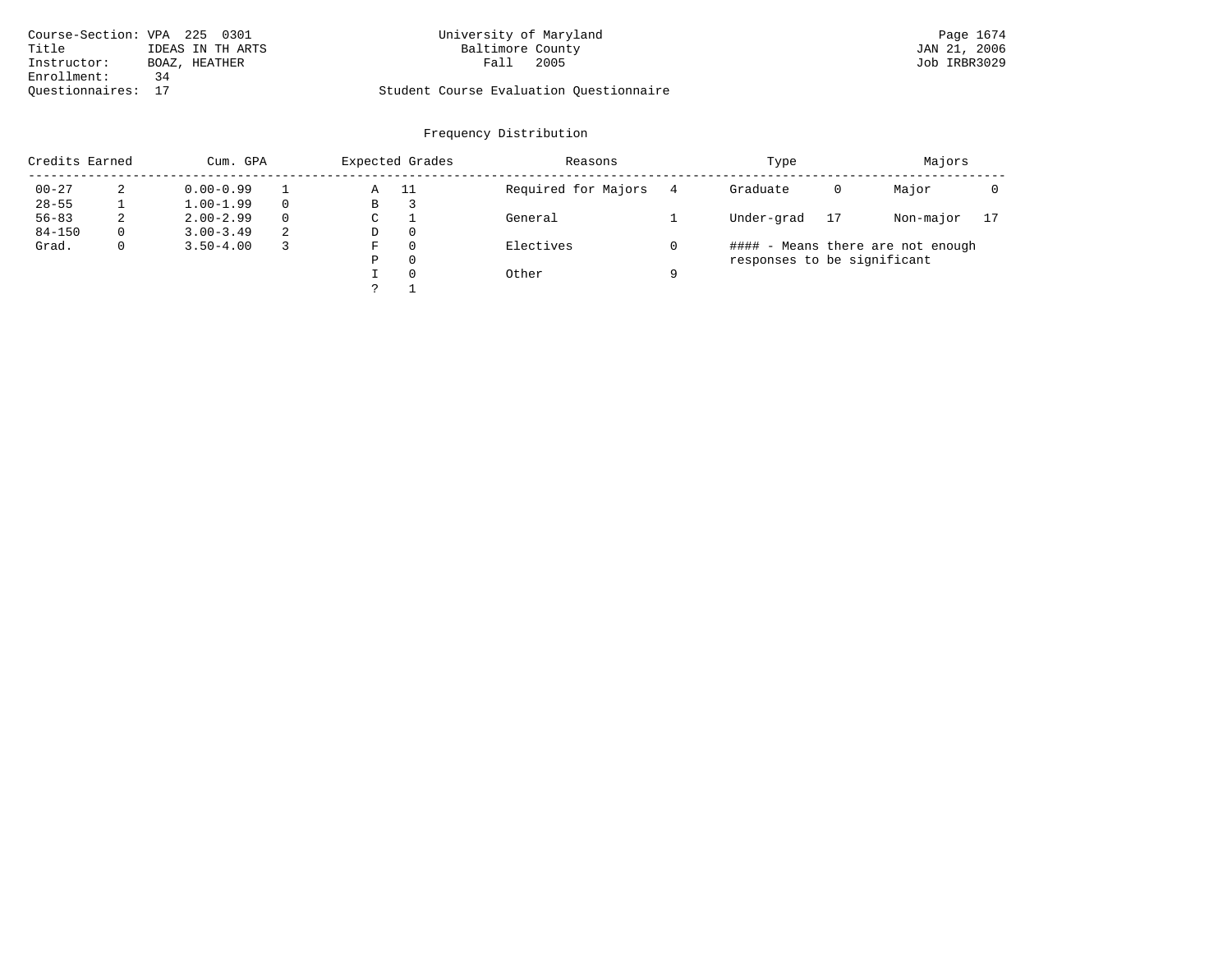Course-Section: VPA 225 0301
Title: IDEAS IN TH ARTS
Instructor: BOAZ, HEATHER
Enrollment: 34
Questionnaires: 17

University of Maryland
Baltimore County
Fall 2005

Student Course Evaluation Questionnaire

JAN 21, 2006
Job IRBR3029

## Frequency Distribution

| Credits Earned | | Cum. GPA | | Expected Grades | | Reasons | | Type | | Majors | |
|---|---|---|---|---|---|---|---|---|---|---|---|
| 00-27 | 2 | 0.00-0.99 | 1 | A | 11 | Required for Majors | 4 | Graduate | 0 | Major | 0 |
| 28-55 | 1 | 1.00-1.99 | 0 | B | 3 | | | | | | |
| 56-83 | 2 | 2.00-2.99 | 0 | C | 1 | General | 1 | Under-grad | 17 | Non-major | 17 |
| 84-150 | 0 | 3.00-3.49 | 2 | D | 0 | | | | | | |
| Grad. | 0 | 3.50-4.00 | 3 | F | 0 | Electives | 0 | | | | |
| | | | | P | 0 | | | | | | |
| | | | | I | 0 | Other | 9 | | | | |
| | | | | ? | 1 | | | | | | |

#### - Means there are not enough responses to be significant